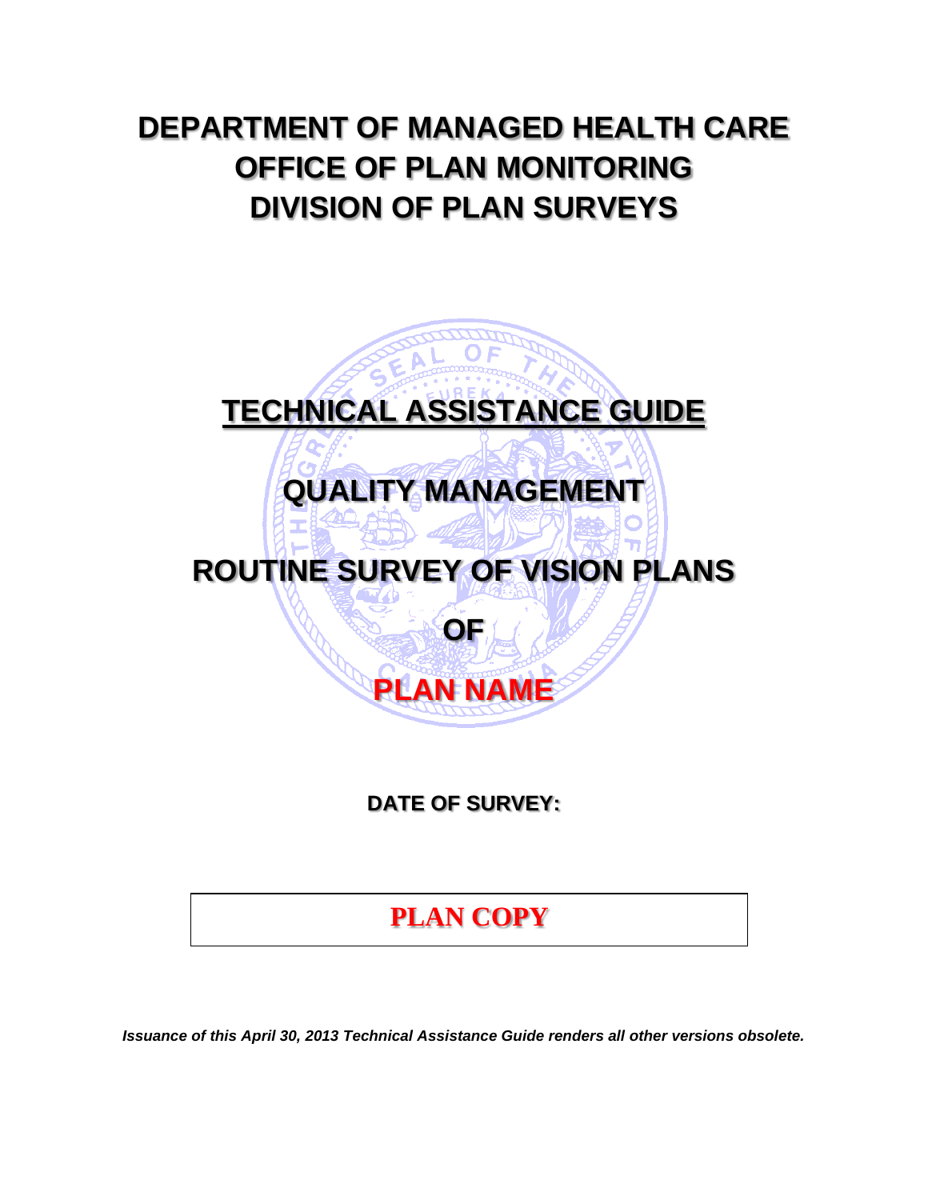# DEPARTMENT OF MANAGED HEALTH CARE
# OFFICE OF PLAN MONITORING
# DIVISION OF PLAN SURVEYS

## TECHNICAL ASSISTANCE GUIDE

## QUALITY MANAGEMENT

## ROUTINE SURVEY OF VISION PLANS

## OF

## PLAN NAME

**DATE OF SURVEY:**

**PLAN COPY**

***Issuance of this April 30, 2013 Technical Assistance Guide renders all other versions obsolete.***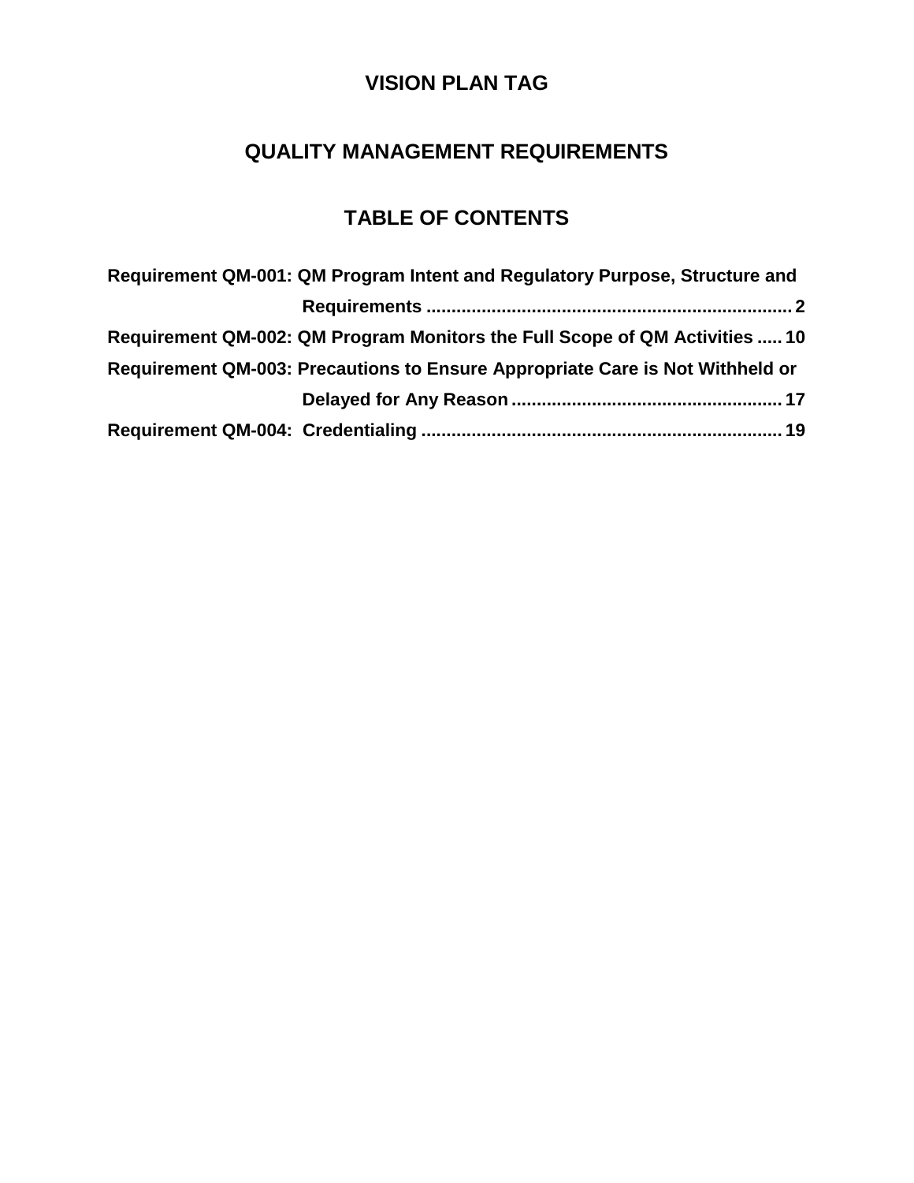# VISION PLAN TAG

## QUALITY MANAGEMENT REQUIREMENTS

## TABLE OF CONTENTS

**Requirement QM-001: QM Program Intent and Regulatory Purpose, Structure and Requirements ........................................................................ 2**

**Requirement QM-002: QM Program Monitors the Full Scope of QM Activities ..... 10**

**Requirement QM-003: Precautions to Ensure Appropriate Care is Not Withheld or Delayed for Any Reason ..................................................... 17**

**Requirement QM-004: Credentialing ....................................................................... 19**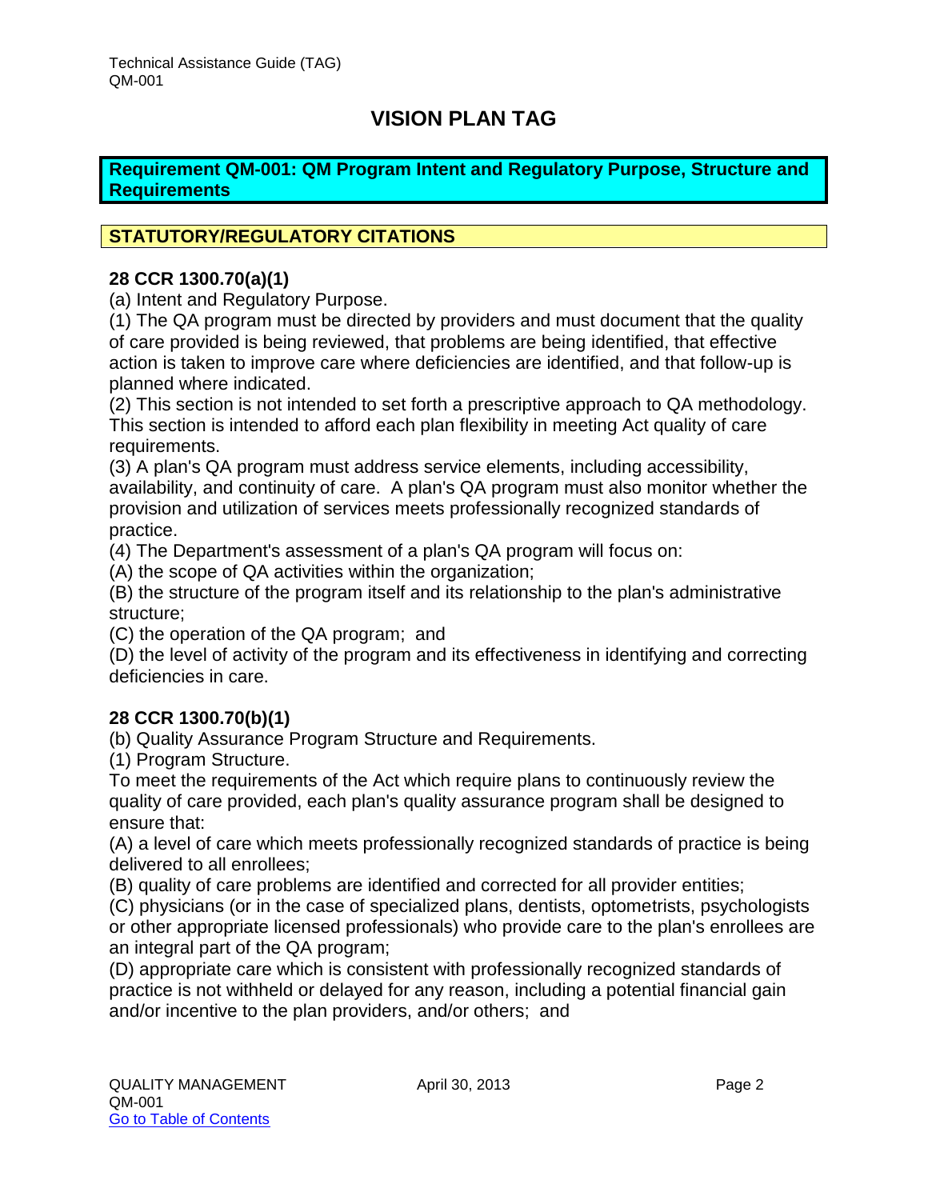# VISION PLAN TAG

## Requirement QM-001: QM Program Intent and Regulatory Purpose, Structure and Requirements

### STATUTORY/REGULATORY CITATIONS

**28 CCR 1300.70(a)(1)**

(a) Intent and Regulatory Purpose.

(1) The QA program must be directed by providers and must document that the quality of care provided is being reviewed, that problems are being identified, that effective action is taken to improve care where deficiencies are identified, and that follow-up is planned where indicated.

(2) This section is not intended to set forth a prescriptive approach to QA methodology. This section is intended to afford each plan flexibility in meeting Act quality of care requirements.

(3) A plan's QA program must address service elements, including accessibility, availability, and continuity of care. A plan's QA program must also monitor whether the provision and utilization of services meets professionally recognized standards of practice.

(4) The Department's assessment of a plan's QA program will focus on:

(A) the scope of QA activities within the organization;

(B) the structure of the program itself and its relationship to the plan's administrative structure;

(C) the operation of the QA program; and

(D) the level of activity of the program and its effectiveness in identifying and correcting deficiencies in care.

**28 CCR 1300.70(b)(1)**

(b) Quality Assurance Program Structure and Requirements.

(1) Program Structure.

To meet the requirements of the Act which require plans to continuously review the quality of care provided, each plan's quality assurance program shall be designed to ensure that:

(A) a level of care which meets professionally recognized standards of practice is being delivered to all enrollees;

(B) quality of care problems are identified and corrected for all provider entities;

(C) physicians (or in the case of specialized plans, dentists, optometrists, psychologists or other appropriate licensed professionals) who provide care to the plan's enrollees are an integral part of the QA program;

(D) appropriate care which is consistent with professionally recognized standards of practice is not withheld or delayed for any reason, including a potential financial gain and/or incentive to the plan providers, and/or others; and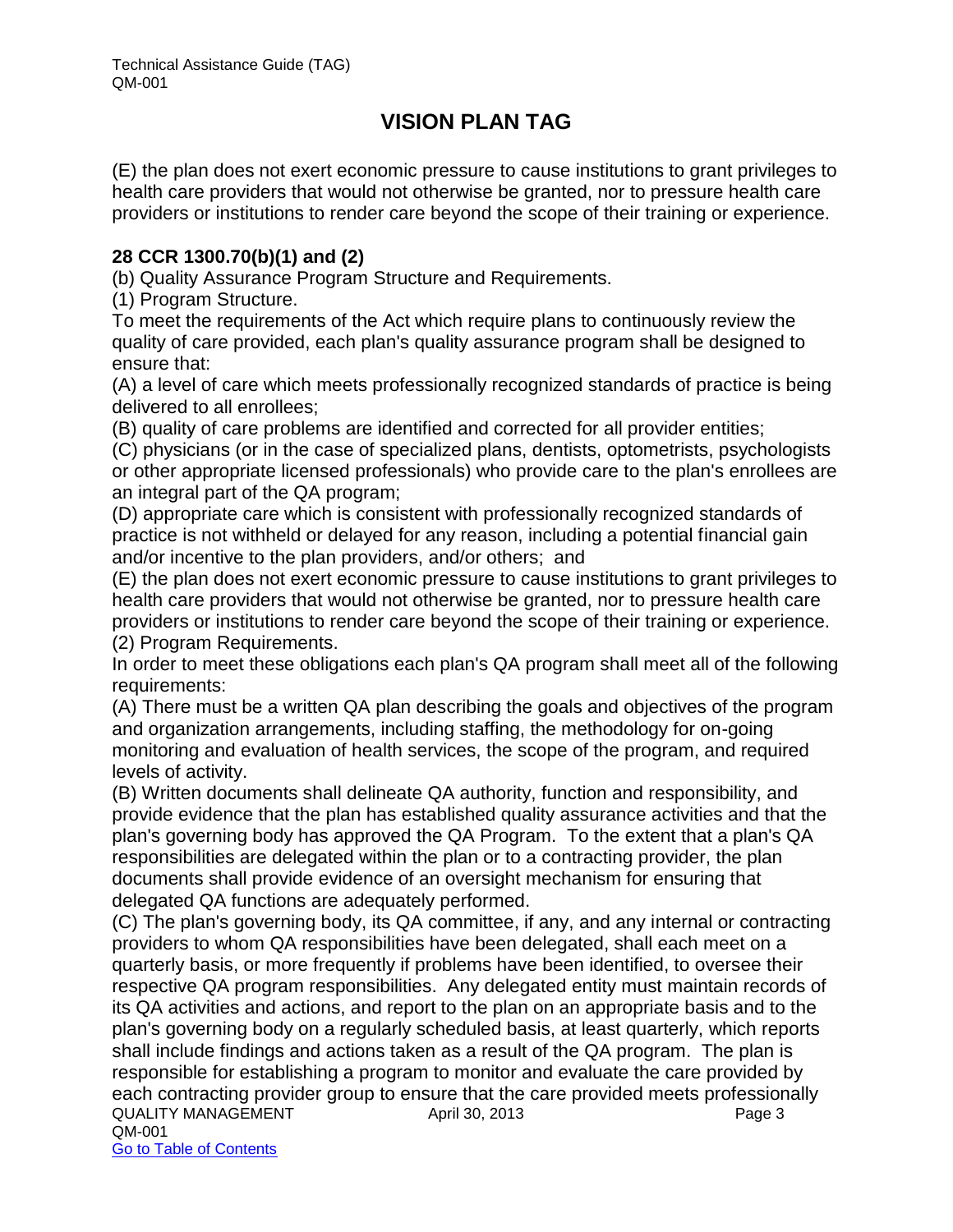(E) the plan does not exert economic pressure to cause institutions to grant privileges to health care providers that would not otherwise be granted, nor to pressure health care providers or institutions to render care beyond the scope of their training or experience.

**28 CCR 1300.70(b)(1) and (2)**

(b) Quality Assurance Program Structure and Requirements.

(1) Program Structure.

To meet the requirements of the Act which require plans to continuously review the quality of care provided, each plan's quality assurance program shall be designed to ensure that:

(A) a level of care which meets professionally recognized standards of practice is being delivered to all enrollees;

(B) quality of care problems are identified and corrected for all provider entities;

(C) physicians (or in the case of specialized plans, dentists, optometrists, psychologists or other appropriate licensed professionals) who provide care to the plan's enrollees are an integral part of the QA program;

(D) appropriate care which is consistent with professionally recognized standards of practice is not withheld or delayed for any reason, including a potential financial gain and/or incentive to the plan providers, and/or others; and

(E) the plan does not exert economic pressure to cause institutions to grant privileges to health care providers that would not otherwise be granted, nor to pressure health care providers or institutions to render care beyond the scope of their training or experience.

(2) Program Requirements.

In order to meet these obligations each plan's QA program shall meet all of the following requirements:

(A) There must be a written QA plan describing the goals and objectives of the program and organization arrangements, including staffing, the methodology for on-going monitoring and evaluation of health services, the scope of the program, and required levels of activity.

(B) Written documents shall delineate QA authority, function and responsibility, and provide evidence that the plan has established quality assurance activities and that the plan's governing body has approved the QA Program. To the extent that a plan's QA responsibilities are delegated within the plan or to a contracting provider, the plan documents shall provide evidence of an oversight mechanism for ensuring that delegated QA functions are adequately performed.

(C) The plan's governing body, its QA committee, if any, and any internal or contracting providers to whom QA responsibilities have been delegated, shall each meet on a quarterly basis, or more frequently if problems have been identified, to oversee their respective QA program responsibilities. Any delegated entity must maintain records of its QA activities and actions, and report to the plan on an appropriate basis and to the plan's governing body on a regularly scheduled basis, at least quarterly, which reports shall include findings and actions taken as a result of the QA program. The plan is responsible for establishing a program to monitor and evaluate the care provided by each contracting provider group to ensure that the care provided meets professionally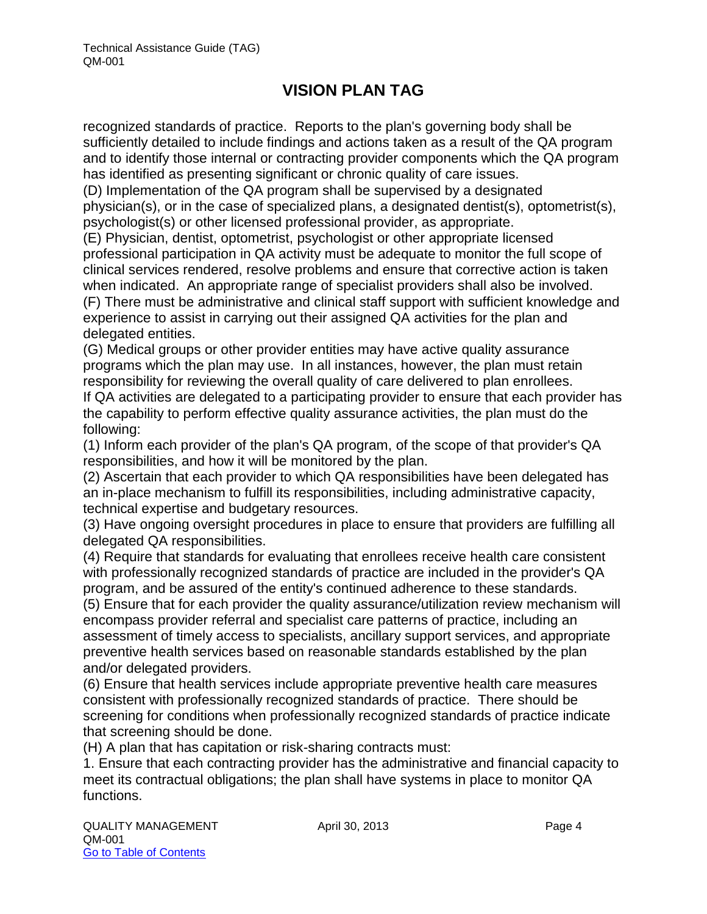recognized standards of practice. Reports to the plan's governing body shall be sufficiently detailed to include findings and actions taken as a result of the QA program and to identify those internal or contracting provider components which the QA program has identified as presenting significant or chronic quality of care issues.

(D) Implementation of the QA program shall be supervised by a designated physician(s), or in the case of specialized plans, a designated dentist(s), optometrist(s), psychologist(s) or other licensed professional provider, as appropriate.

(E) Physician, dentist, optometrist, psychologist or other appropriate licensed professional participation in QA activity must be adequate to monitor the full scope of clinical services rendered, resolve problems and ensure that corrective action is taken when indicated. An appropriate range of specialist providers shall also be involved.

(F) There must be administrative and clinical staff support with sufficient knowledge and experience to assist in carrying out their assigned QA activities for the plan and delegated entities.

(G) Medical groups or other provider entities may have active quality assurance programs which the plan may use. In all instances, however, the plan must retain responsibility for reviewing the overall quality of care delivered to plan enrollees.

If QA activities are delegated to a participating provider to ensure that each provider has the capability to perform effective quality assurance activities, the plan must do the following:

(1) Inform each provider of the plan's QA program, of the scope of that provider's QA responsibilities, and how it will be monitored by the plan.

(2) Ascertain that each provider to which QA responsibilities have been delegated has an in-place mechanism to fulfill its responsibilities, including administrative capacity, technical expertise and budgetary resources.

(3) Have ongoing oversight procedures in place to ensure that providers are fulfilling all delegated QA responsibilities.

(4) Require that standards for evaluating that enrollees receive health care consistent with professionally recognized standards of practice are included in the provider's QA program, and be assured of the entity's continued adherence to these standards.

(5) Ensure that for each provider the quality assurance/utilization review mechanism will encompass provider referral and specialist care patterns of practice, including an assessment of timely access to specialists, ancillary support services, and appropriate preventive health services based on reasonable standards established by the plan and/or delegated providers.

(6) Ensure that health services include appropriate preventive health care measures consistent with professionally recognized standards of practice. There should be screening for conditions when professionally recognized standards of practice indicate that screening should be done.

(H) A plan that has capitation or risk-sharing contracts must:

1. Ensure that each contracting provider has the administrative and financial capacity to meet its contractual obligations; the plan shall have systems in place to monitor QA functions.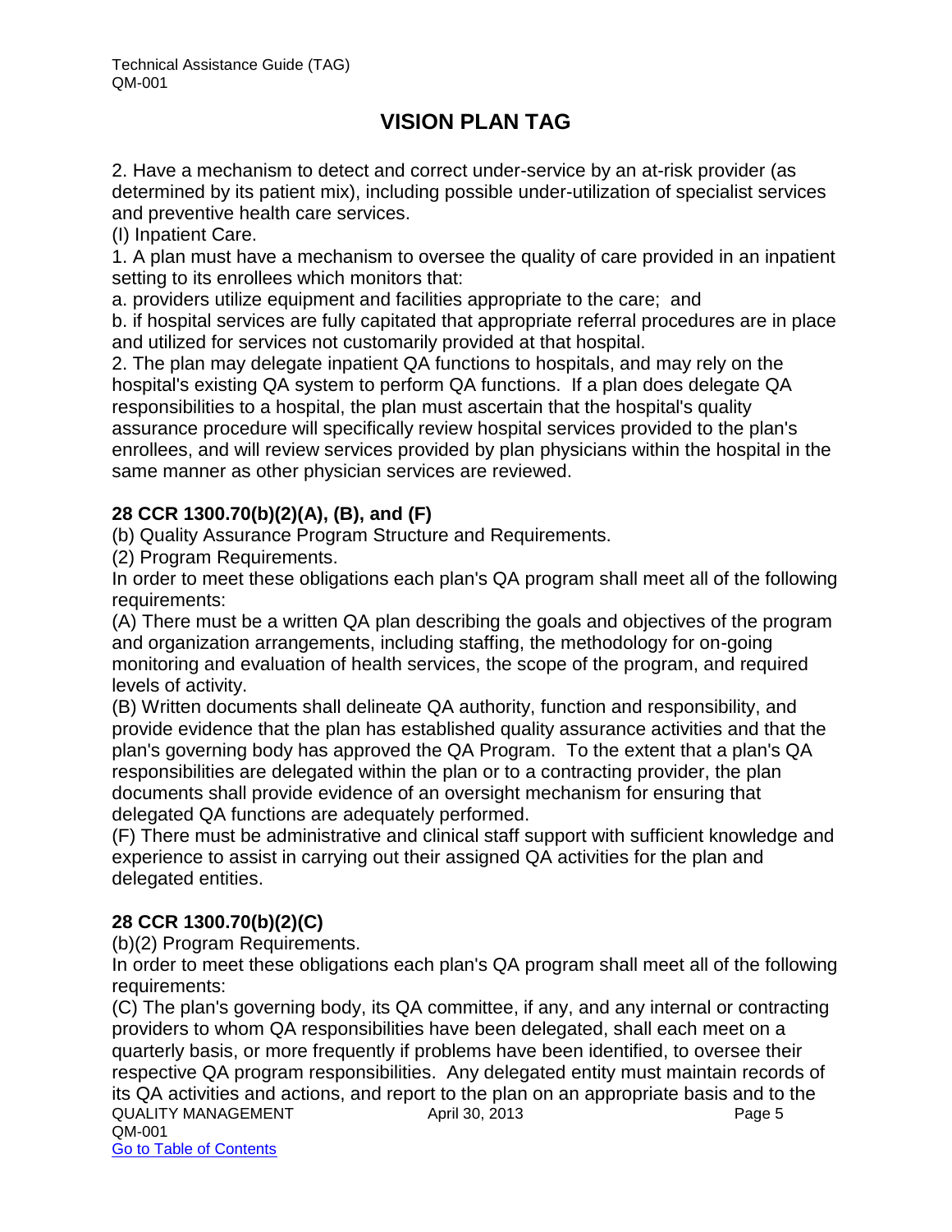2. Have a mechanism to detect and correct under-service by an at-risk provider (as determined by its patient mix), including possible under-utilization of specialist services and preventive health care services.

(I) Inpatient Care.

1. A plan must have a mechanism to oversee the quality of care provided in an inpatient setting to its enrollees which monitors that:

a. providers utilize equipment and facilities appropriate to the care; and

b. if hospital services are fully capitated that appropriate referral procedures are in place and utilized for services not customarily provided at that hospital.

2. The plan may delegate inpatient QA functions to hospitals, and may rely on the hospital's existing QA system to perform QA functions. If a plan does delegate QA responsibilities to a hospital, the plan must ascertain that the hospital's quality assurance procedure will specifically review hospital services provided to the plan's enrollees, and will review services provided by plan physicians within the hospital in the same manner as other physician services are reviewed.

**28 CCR 1300.70(b)(2)(A), (B), and (F)**

(b) Quality Assurance Program Structure and Requirements.

(2) Program Requirements.

In order to meet these obligations each plan's QA program shall meet all of the following requirements:

(A) There must be a written QA plan describing the goals and objectives of the program and organization arrangements, including staffing, the methodology for on-going monitoring and evaluation of health services, the scope of the program, and required levels of activity.

(B) Written documents shall delineate QA authority, function and responsibility, and provide evidence that the plan has established quality assurance activities and that the plan's governing body has approved the QA Program. To the extent that a plan's QA responsibilities are delegated within the plan or to a contracting provider, the plan documents shall provide evidence of an oversight mechanism for ensuring that delegated QA functions are adequately performed.

(F) There must be administrative and clinical staff support with sufficient knowledge and experience to assist in carrying out their assigned QA activities for the plan and delegated entities.

**28 CCR 1300.70(b)(2)(C)**

(b)(2) Program Requirements.

In order to meet these obligations each plan's QA program shall meet all of the following requirements:

(C) The plan's governing body, its QA committee, if any, and any internal or contracting providers to whom QA responsibilities have been delegated, shall each meet on a quarterly basis, or more frequently if problems have been identified, to oversee their respective QA program responsibilities. Any delegated entity must maintain records of its QA activities and actions, and report to the plan on an appropriate basis and to the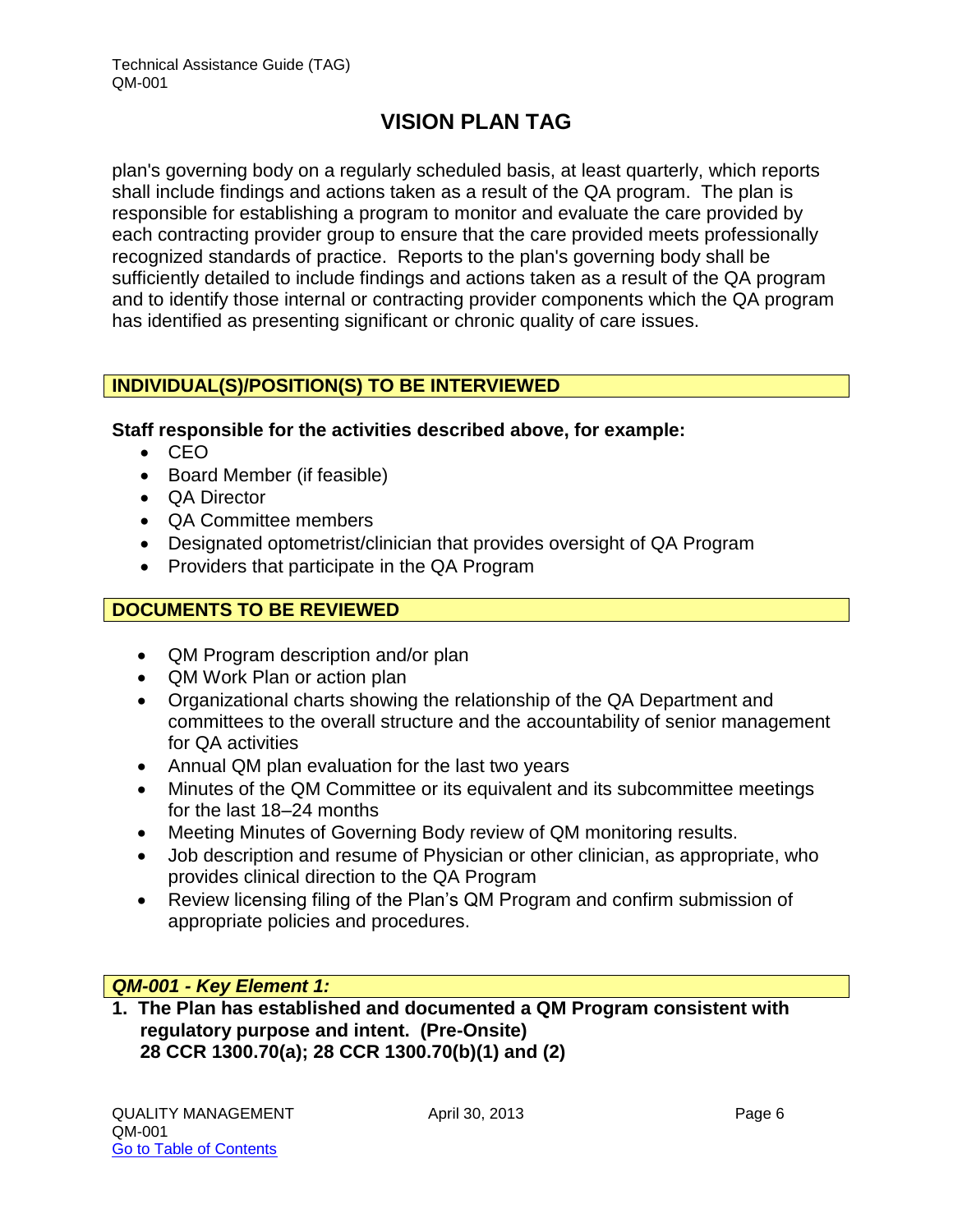plan's governing body on a regularly scheduled basis, at least quarterly, which reports shall include findings and actions taken as a result of the QA program. The plan is responsible for establishing a program to monitor and evaluate the care provided by each contracting provider group to ensure that the care provided meets professionally recognized standards of practice. Reports to the plan's governing body shall be sufficiently detailed to include findings and actions taken as a result of the QA program and to identify those internal or contracting provider components which the QA program has identified as presenting significant or chronic quality of care issues.

## INDIVIDUAL(S)/POSITION(S) TO BE INTERVIEWED

**Staff responsible for the activities described above, for example:**

- CEO
- Board Member (if feasible)
- QA Director
- QA Committee members
- Designated optometrist/clinician that provides oversight of QA Program
- Providers that participate in the QA Program

## DOCUMENTS TO BE REVIEWED

- QM Program description and/or plan
- QM Work Plan or action plan
- Organizational charts showing the relationship of the QA Department and committees to the overall structure and the accountability of senior management for QA activities
- Annual QM plan evaluation for the last two years
- Minutes of the QM Committee or its equivalent and its subcommittee meetings for the last 18–24 months
- Meeting Minutes of Governing Body review of QM monitoring results.
- Job description and resume of Physician or other clinician, as appropriate, who provides clinical direction to the QA Program
- Review licensing filing of the Plan's QM Program and confirm submission of appropriate policies and procedures.

## *QM-001 - Key Element 1:*

**1. The Plan has established and documented a QM Program consistent with regulatory purpose and intent. (Pre-Onsite)**
**28 CCR 1300.70(a); 28 CCR 1300.70(b)(1) and (2)**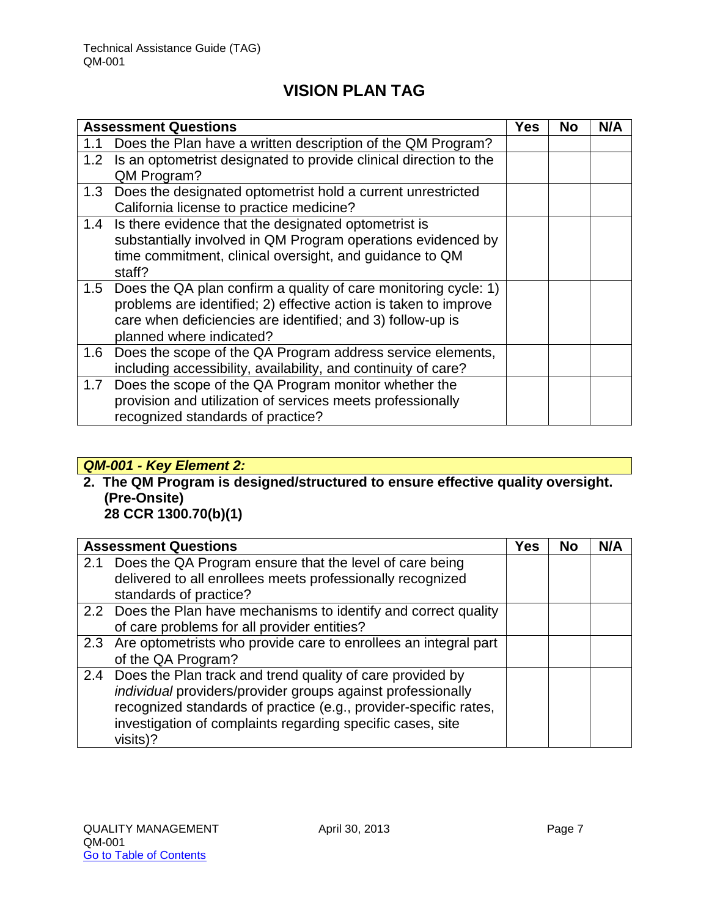# VISION PLAN TAG

| Assessment Questions | Yes | No | N/A |
|---|---|---|---|
| 1.1 Does the Plan have a written description of the QM Program? | | | |
| 1.2 Is an optometrist designated to provide clinical direction to the QM Program? | | | |
| 1.3 Does the designated optometrist hold a current unrestricted California license to practice medicine? | | | |
| 1.4 Is there evidence that the designated optometrist is substantially involved in QM Program operations evidenced by time commitment, clinical oversight, and guidance to QM staff? | | | |
| 1.5 Does the QA plan confirm a quality of care monitoring cycle: 1) problems are identified; 2) effective action is taken to improve care when deficiencies are identified; and 3) follow-up is planned where indicated? | | | |
| 1.6 Does the scope of the QA Program address service elements, including accessibility, availability, and continuity of care? | | | |
| 1.7 Does the scope of the QA Program monitor whether the provision and utilization of services meets professionally recognized standards of practice? | | | |

***QM-001 - Key Element 2:***

**2. The QM Program is designed/structured to ensure effective quality oversight. (Pre-Onsite)**
**28 CCR 1300.70(b)(1)**

| Assessment Questions | Yes | No | N/A |
|---|---|---|---|
| 2.1 Does the QA Program ensure that the level of care being delivered to all enrollees meets professionally recognized standards of practice? | | | |
| 2.2 Does the Plan have mechanisms to identify and correct quality of care problems for all provider entities? | | | |
| 2.3 Are optometrists who provide care to enrollees an integral part of the QA Program? | | | |
| 2.4 Does the Plan track and trend quality of care provided by *individual* providers/provider groups against professionally recognized standards of practice (e.g., provider-specific rates, investigation of complaints regarding specific cases, site visits)? | | | |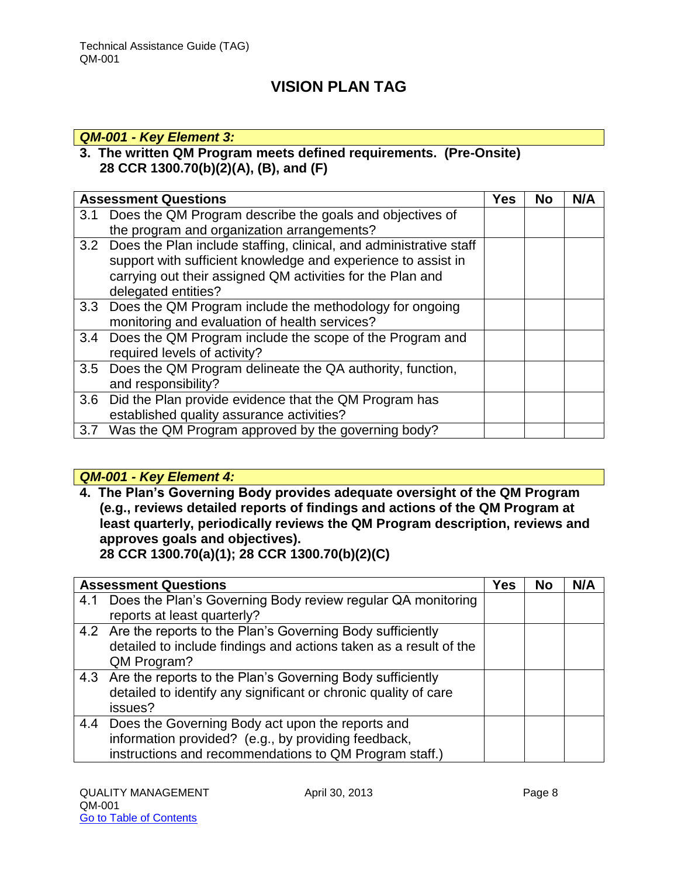# VISION PLAN TAG

***QM-001 - Key Element 3:***

**3. The written QM Program meets defined requirements. (Pre-Onsite) 28 CCR 1300.70(b)(2)(A), (B), and (F)**

| Assessment Questions | Yes | No | N/A |
|---|---|---|---|
| 3.1 Does the QM Program describe the goals and objectives of the program and organization arrangements? | | | |
| 3.2 Does the Plan include staffing, clinical, and administrative staff support with sufficient knowledge and experience to assist in carrying out their assigned QM activities for the Plan and delegated entities? | | | |
| 3.3 Does the QM Program include the methodology for ongoing monitoring and evaluation of health services? | | | |
| 3.4 Does the QM Program include the scope of the Program and required levels of activity? | | | |
| 3.5 Does the QM Program delineate the QA authority, function, and responsibility? | | | |
| 3.6 Did the Plan provide evidence that the QM Program has established quality assurance activities? | | | |
| 3.7 Was the QM Program approved by the governing body? | | | |

***QM-001 - Key Element 4:***

**4. The Plan's Governing Body provides adequate oversight of the QM Program (e.g., reviews detailed reports of findings and actions of the QM Program at least quarterly, periodically reviews the QM Program description, reviews and approves goals and objectives). 28 CCR 1300.70(a)(1); 28 CCR 1300.70(b)(2)(C)**

| Assessment Questions | Yes | No | N/A |
|---|---|---|---|
| 4.1 Does the Plan's Governing Body review regular QA monitoring reports at least quarterly? | | | |
| 4.2 Are the reports to the Plan's Governing Body sufficiently detailed to include findings and actions taken as a result of the QM Program? | | | |
| 4.3 Are the reports to the Plan's Governing Body sufficiently detailed to identify any significant or chronic quality of care issues? | | | |
| 4.4 Does the Governing Body act upon the reports and information provided? (e.g., by providing feedback, instructions and recommendations to QM Program staff.) | | | |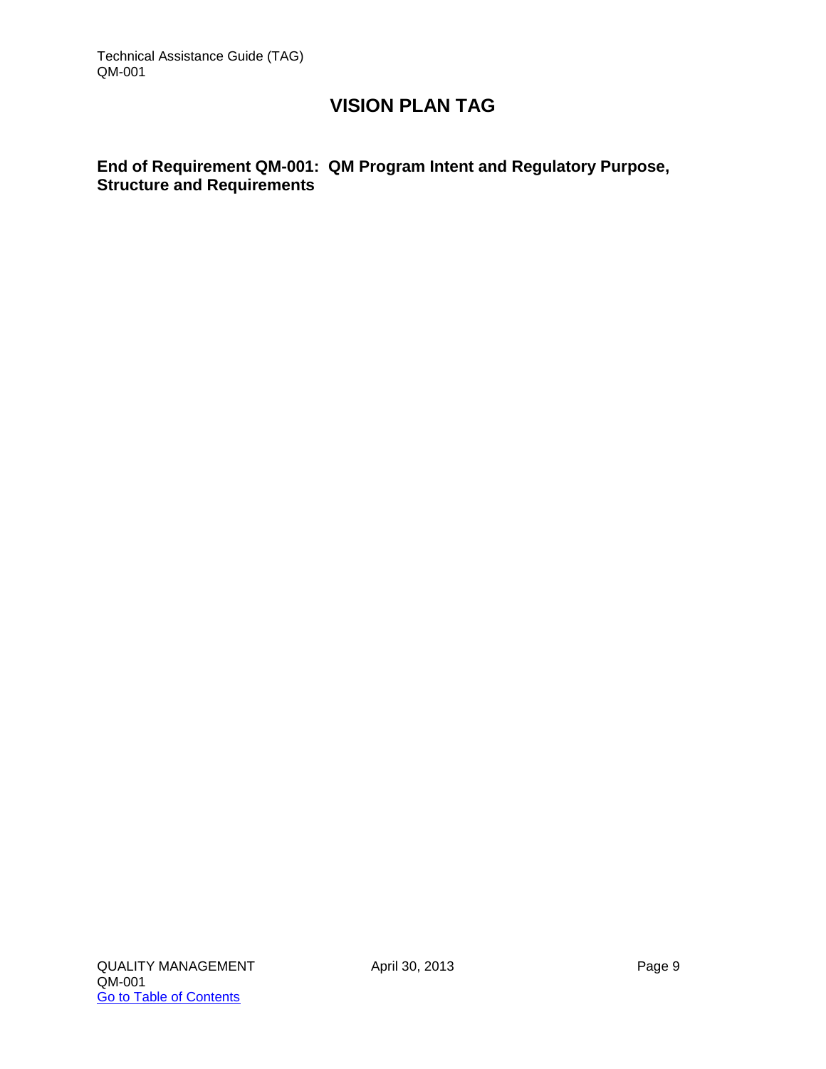# VISION PLAN TAG

**End of Requirement QM-001: QM Program Intent and Regulatory Purpose, Structure and Requirements**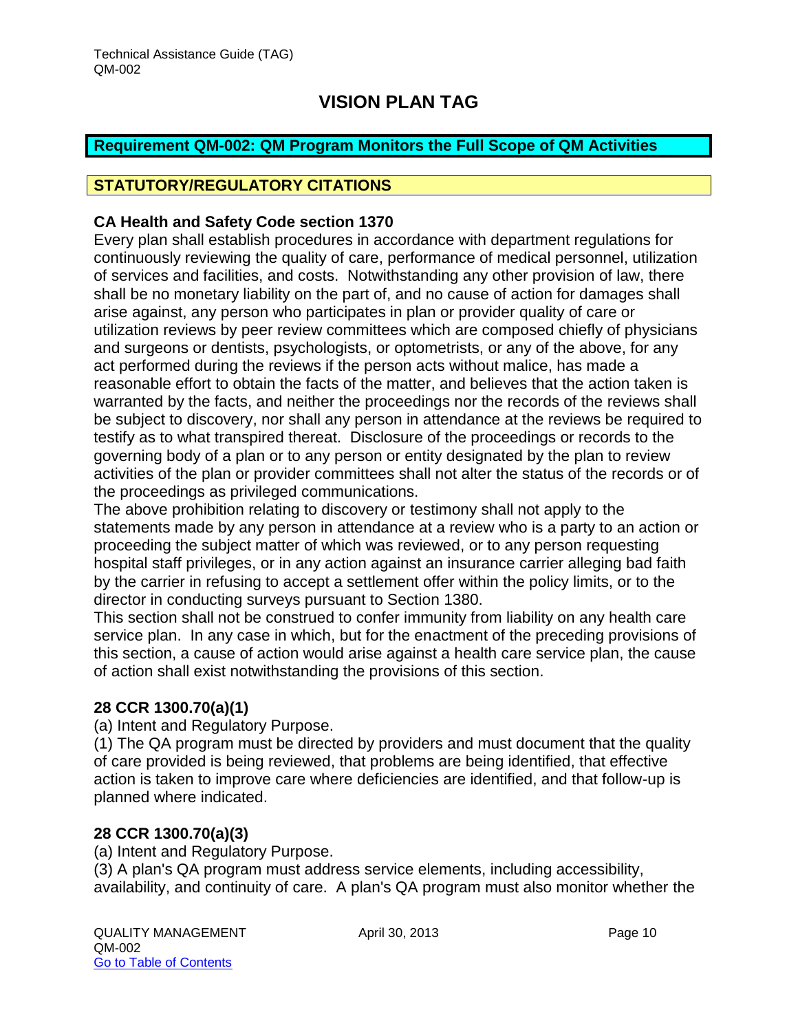# VISION PLAN TAG

**Requirement QM-002: QM Program Monitors the Full Scope of QM Activities**

**STATUTORY/REGULATORY CITATIONS**

**CA Health and Safety Code section 1370**

Every plan shall establish procedures in accordance with department regulations for continuously reviewing the quality of care, performance of medical personnel, utilization of services and facilities, and costs. Notwithstanding any other provision of law, there shall be no monetary liability on the part of, and no cause of action for damages shall arise against, any person who participates in plan or provider quality of care or utilization reviews by peer review committees which are composed chiefly of physicians and surgeons or dentists, psychologists, or optometrists, or any of the above, for any act performed during the reviews if the person acts without malice, has made a reasonable effort to obtain the facts of the matter, and believes that the action taken is warranted by the facts, and neither the proceedings nor the records of the reviews shall be subject to discovery, nor shall any person in attendance at the reviews be required to testify as to what transpired thereat. Disclosure of the proceedings or records to the governing body of a plan or to any person or entity designated by the plan to review activities of the plan or provider committees shall not alter the status of the records or of the proceedings as privileged communications.

The above prohibition relating to discovery or testimony shall not apply to the statements made by any person in attendance at a review who is a party to an action or proceeding the subject matter of which was reviewed, or to any person requesting hospital staff privileges, or in any action against an insurance carrier alleging bad faith by the carrier in refusing to accept a settlement offer within the policy limits, or to the director in conducting surveys pursuant to Section 1380.

This section shall not be construed to confer immunity from liability on any health care service plan. In any case in which, but for the enactment of the preceding provisions of this section, a cause of action would arise against a health care service plan, the cause of action shall exist notwithstanding the provisions of this section.

**28 CCR 1300.70(a)(1)**

(a) Intent and Regulatory Purpose.

(1) The QA program must be directed by providers and must document that the quality of care provided is being reviewed, that problems are being identified, that effective action is taken to improve care where deficiencies are identified, and that follow-up is planned where indicated.

**28 CCR 1300.70(a)(3)**

(a) Intent and Regulatory Purpose.

(3) A plan's QA program must address service elements, including accessibility, availability, and continuity of care. A plan's QA program must also monitor whether the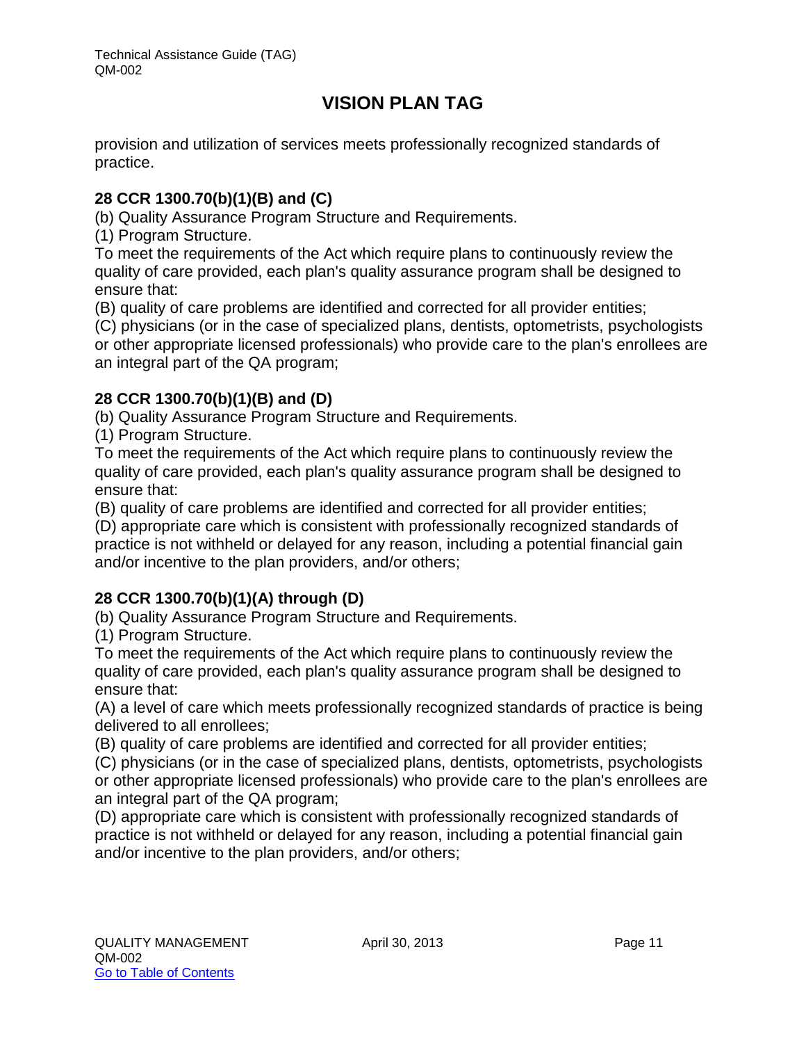provision and utilization of services meets professionally recognized standards of practice.

**28 CCR 1300.70(b)(1)(B) and (C)**

(b) Quality Assurance Program Structure and Requirements.

(1) Program Structure.

To meet the requirements of the Act which require plans to continuously review the quality of care provided, each plan's quality assurance program shall be designed to ensure that:

(B) quality of care problems are identified and corrected for all provider entities;

(C) physicians (or in the case of specialized plans, dentists, optometrists, psychologists or other appropriate licensed professionals) who provide care to the plan's enrollees are an integral part of the QA program;

**28 CCR 1300.70(b)(1)(B) and (D)**

(b) Quality Assurance Program Structure and Requirements.

(1) Program Structure.

To meet the requirements of the Act which require plans to continuously review the quality of care provided, each plan's quality assurance program shall be designed to ensure that:

(B) quality of care problems are identified and corrected for all provider entities;

(D) appropriate care which is consistent with professionally recognized standards of practice is not withheld or delayed for any reason, including a potential financial gain and/or incentive to the plan providers, and/or others;

**28 CCR 1300.70(b)(1)(A) through (D)**

(b) Quality Assurance Program Structure and Requirements.

(1) Program Structure.

To meet the requirements of the Act which require plans to continuously review the quality of care provided, each plan's quality assurance program shall be designed to ensure that:

(A) a level of care which meets professionally recognized standards of practice is being delivered to all enrollees;

(B) quality of care problems are identified and corrected for all provider entities;

(C) physicians (or in the case of specialized plans, dentists, optometrists, psychologists or other appropriate licensed professionals) who provide care to the plan's enrollees are an integral part of the QA program;

(D) appropriate care which is consistent with professionally recognized standards of practice is not withheld or delayed for any reason, including a potential financial gain and/or incentive to the plan providers, and/or others;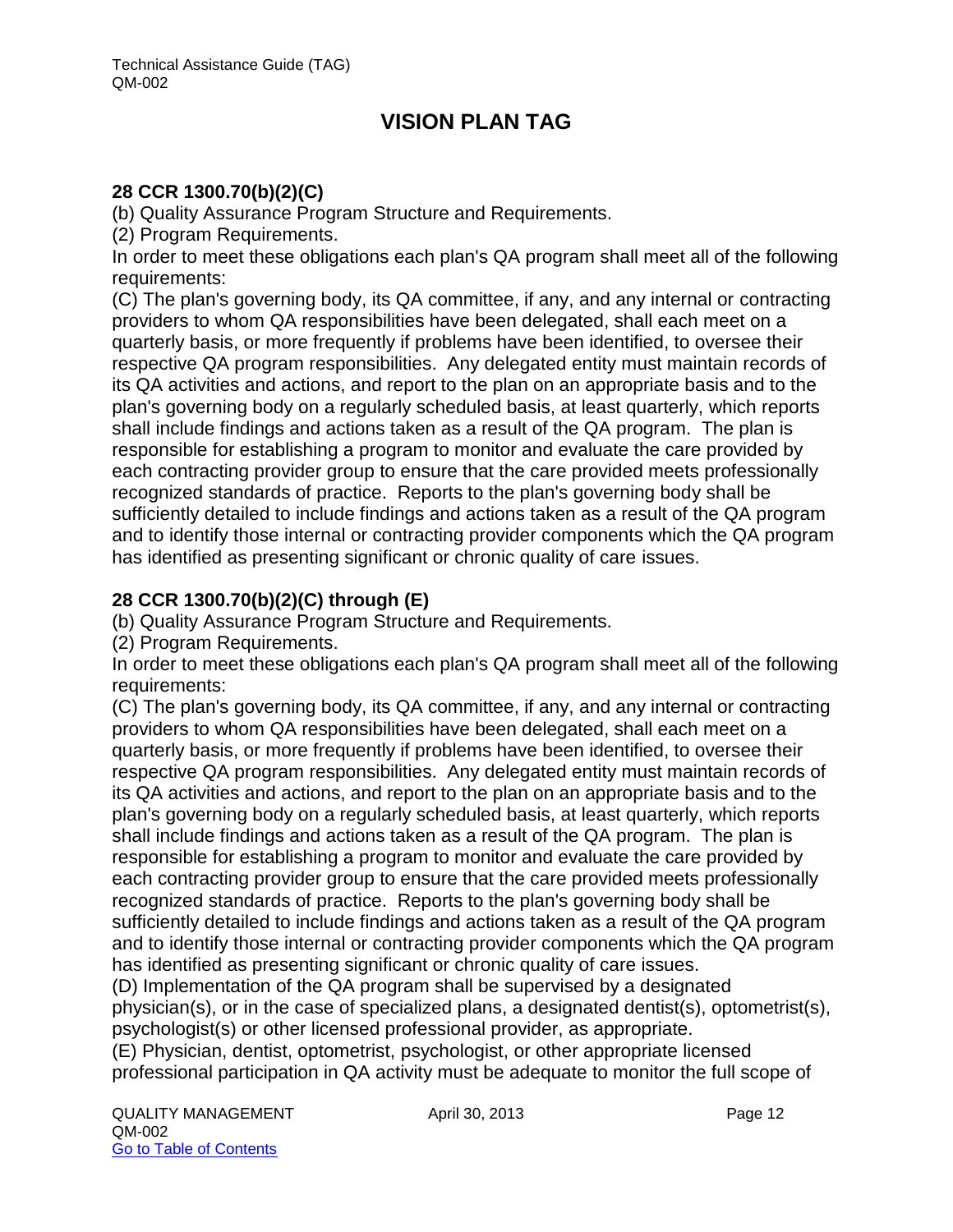# VISION PLAN TAG

**28 CCR 1300.70(b)(2)(C)**

(b) Quality Assurance Program Structure and Requirements.

(2) Program Requirements.

In order to meet these obligations each plan's QA program shall meet all of the following requirements:

(C) The plan's governing body, its QA committee, if any, and any internal or contracting providers to whom QA responsibilities have been delegated, shall each meet on a quarterly basis, or more frequently if problems have been identified, to oversee their respective QA program responsibilities. Any delegated entity must maintain records of its QA activities and actions, and report to the plan on an appropriate basis and to the plan's governing body on a regularly scheduled basis, at least quarterly, which reports shall include findings and actions taken as a result of the QA program. The plan is responsible for establishing a program to monitor and evaluate the care provided by each contracting provider group to ensure that the care provided meets professionally recognized standards of practice. Reports to the plan's governing body shall be sufficiently detailed to include findings and actions taken as a result of the QA program and to identify those internal or contracting provider components which the QA program has identified as presenting significant or chronic quality of care issues.

**28 CCR 1300.70(b)(2)(C) through (E)**

(b) Quality Assurance Program Structure and Requirements.

(2) Program Requirements.

In order to meet these obligations each plan's QA program shall meet all of the following requirements:

(C) The plan's governing body, its QA committee, if any, and any internal or contracting providers to whom QA responsibilities have been delegated, shall each meet on a quarterly basis, or more frequently if problems have been identified, to oversee their respective QA program responsibilities. Any delegated entity must maintain records of its QA activities and actions, and report to the plan on an appropriate basis and to the plan's governing body on a regularly scheduled basis, at least quarterly, which reports shall include findings and actions taken as a result of the QA program. The plan is responsible for establishing a program to monitor and evaluate the care provided by each contracting provider group to ensure that the care provided meets professionally recognized standards of practice. Reports to the plan's governing body shall be sufficiently detailed to include findings and actions taken as a result of the QA program and to identify those internal or contracting provider components which the QA program has identified as presenting significant or chronic quality of care issues.

(D) Implementation of the QA program shall be supervised by a designated physician(s), or in the case of specialized plans, a designated dentist(s), optometrist(s), psychologist(s) or other licensed professional provider, as appropriate.

(E) Physician, dentist, optometrist, psychologist, or other appropriate licensed professional participation in QA activity must be adequate to monitor the full scope of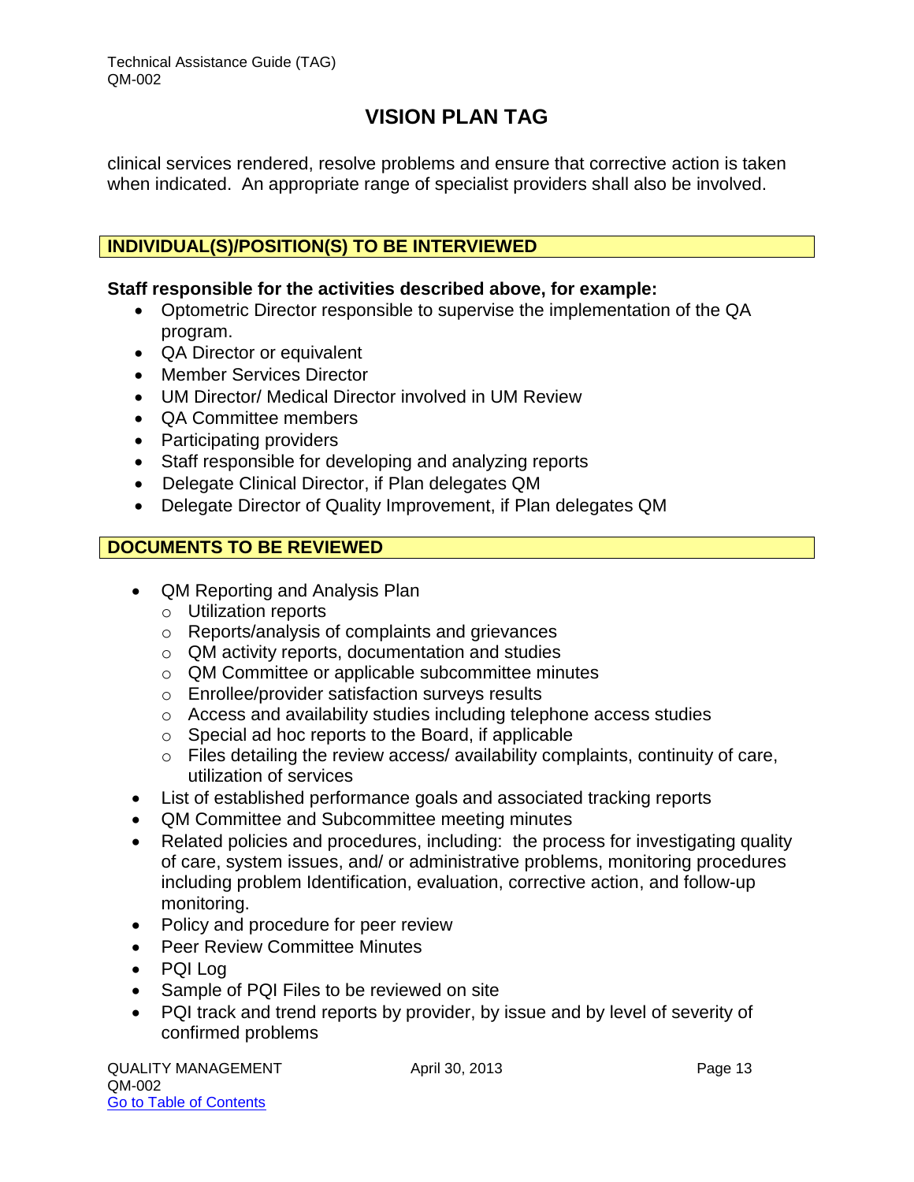clinical services rendered, resolve problems and ensure that corrective action is taken when indicated. An appropriate range of specialist providers shall also be involved.

## INDIVIDUAL(S)/POSITION(S) TO BE INTERVIEWED

**Staff responsible for the activities described above, for example:**

- Optometric Director responsible to supervise the implementation of the QA program.
- QA Director or equivalent
- Member Services Director
- UM Director/ Medical Director involved in UM Review
- QA Committee members
- Participating providers
- Staff responsible for developing and analyzing reports
- Delegate Clinical Director, if Plan delegates QM
- Delegate Director of Quality Improvement, if Plan delegates QM

## DOCUMENTS TO BE REVIEWED

- QM Reporting and Analysis Plan
    - Utilization reports
    - Reports/analysis of complaints and grievances
    - QM activity reports, documentation and studies
    - QM Committee or applicable subcommittee minutes
    - Enrollee/provider satisfaction surveys results
    - Access and availability studies including telephone access studies
    - Special ad hoc reports to the Board, if applicable
    - Files detailing the review access/ availability complaints, continuity of care, utilization of services
- List of established performance goals and associated tracking reports
- QM Committee and Subcommittee meeting minutes
- Related policies and procedures, including: the process for investigating quality of care, system issues, and/ or administrative problems, monitoring procedures including problem Identification, evaluation, corrective action, and follow-up monitoring.
- Policy and procedure for peer review
- Peer Review Committee Minutes
- PQI Log
- Sample of PQI Files to be reviewed on site
- PQI track and trend reports by provider, by issue and by level of severity of confirmed problems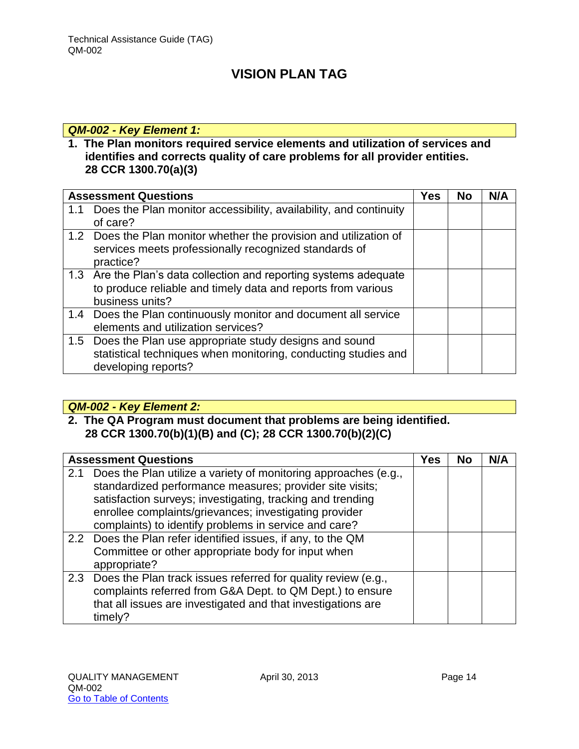# VISION PLAN TAG

***QM-002 - Key Element 1:***

**1. The Plan monitors required service elements and utilization of services and identifies and corrects quality of care problems for all provider entities. 28 CCR 1300.70(a)(3)**

| Assessment Questions | Yes | No | N/A |
|---|---|---|---|
| 1.1 Does the Plan monitor accessibility, availability, and continuity of care? | | | |
| 1.2 Does the Plan monitor whether the provision and utilization of services meets professionally recognized standards of practice? | | | |
| 1.3 Are the Plan's data collection and reporting systems adequate to produce reliable and timely data and reports from various business units? | | | |
| 1.4 Does the Plan continuously monitor and document all service elements and utilization services? | | | |
| 1.5 Does the Plan use appropriate study designs and sound statistical techniques when monitoring, conducting studies and developing reports? | | | |

***QM-002 - Key Element 2:***

**2. The QA Program must document that problems are being identified. 28 CCR 1300.70(b)(1)(B) and (C); 28 CCR 1300.70(b)(2)(C)**

| Assessment Questions | Yes | No | N/A |
|---|---|---|---|
| 2.1 Does the Plan utilize a variety of monitoring approaches (e.g., standardized performance measures; provider site visits; satisfaction surveys; investigating, tracking and trending enrollee complaints/grievances; investigating provider complaints) to identify problems in service and care? | | | |
| 2.2 Does the Plan refer identified issues, if any, to the QM Committee or other appropriate body for input when appropriate? | | | |
| 2.3 Does the Plan track issues referred for quality review (e.g., complaints referred from G&A Dept. to QM Dept.) to ensure that all issues are investigated and that investigations are timely? | | | |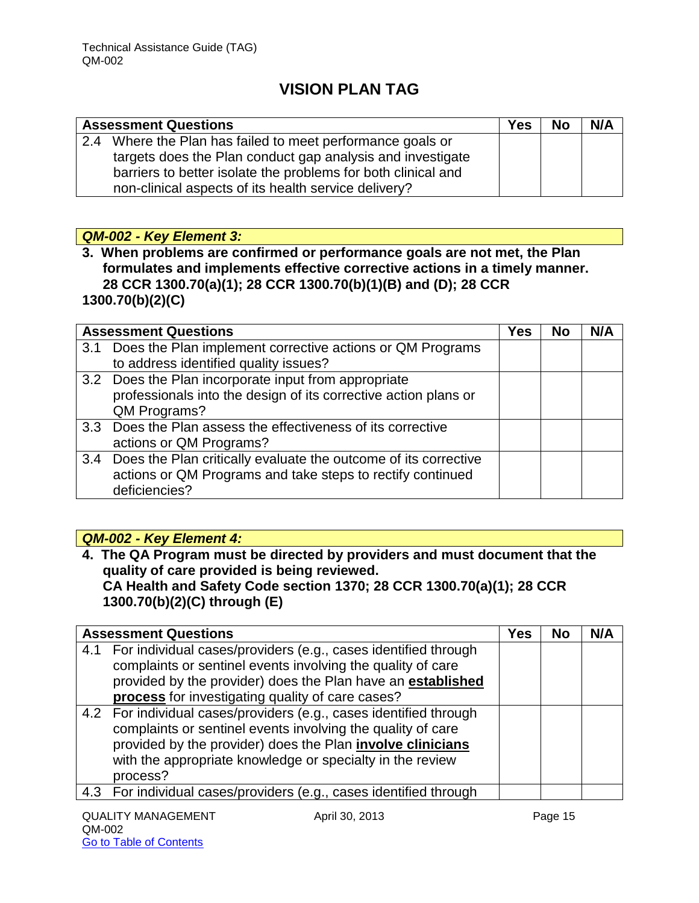# VISION PLAN TAG

| Assessment Questions | Yes | No | N/A |
|---|---|---|---|
| 2.4 Where the Plan has failed to meet performance goals or targets does the Plan conduct gap analysis and investigate barriers to better isolate the problems for both clinical and non-clinical aspects of its health service delivery? | | | |

***QM-002 - Key Element 3:***

**3. When problems are confirmed or performance goals are not met, the Plan formulates and implements effective corrective actions in a timely manner. 28 CCR 1300.70(a)(1); 28 CCR 1300.70(b)(1)(B) and (D); 28 CCR 1300.70(b)(2)(C)**

| Assessment Questions | Yes | No | N/A |
|---|---|---|---|
| 3.1 Does the Plan implement corrective actions or QM Programs to address identified quality issues? | | | |
| 3.2 Does the Plan incorporate input from appropriate professionals into the design of its corrective action plans or QM Programs? | | | |
| 3.3 Does the Plan assess the effectiveness of its corrective actions or QM Programs? | | | |
| 3.4 Does the Plan critically evaluate the outcome of its corrective actions or QM Programs and take steps to rectify continued deficiencies? | | | |

***QM-002 - Key Element 4:***

**4. The QA Program must be directed by providers and must document that the quality of care provided is being reviewed. CA Health and Safety Code section 1370; 28 CCR 1300.70(a)(1); 28 CCR 1300.70(b)(2)(C) through (E)**

| Assessment Questions | Yes | No | N/A |
|---|---|---|---|
| 4.1 For individual cases/providers (e.g., cases identified through complaints or sentinel events involving the quality of care provided by the provider) does the Plan have an **established process** for investigating quality of care cases? | | | |
| 4.2 For individual cases/providers (e.g., cases identified through complaints or sentinel events involving the quality of care provided by the provider) does the Plan **involve clinicians** with the appropriate knowledge or specialty in the review process? | | | |
| 4.3 For individual cases/providers (e.g., cases identified through | | | |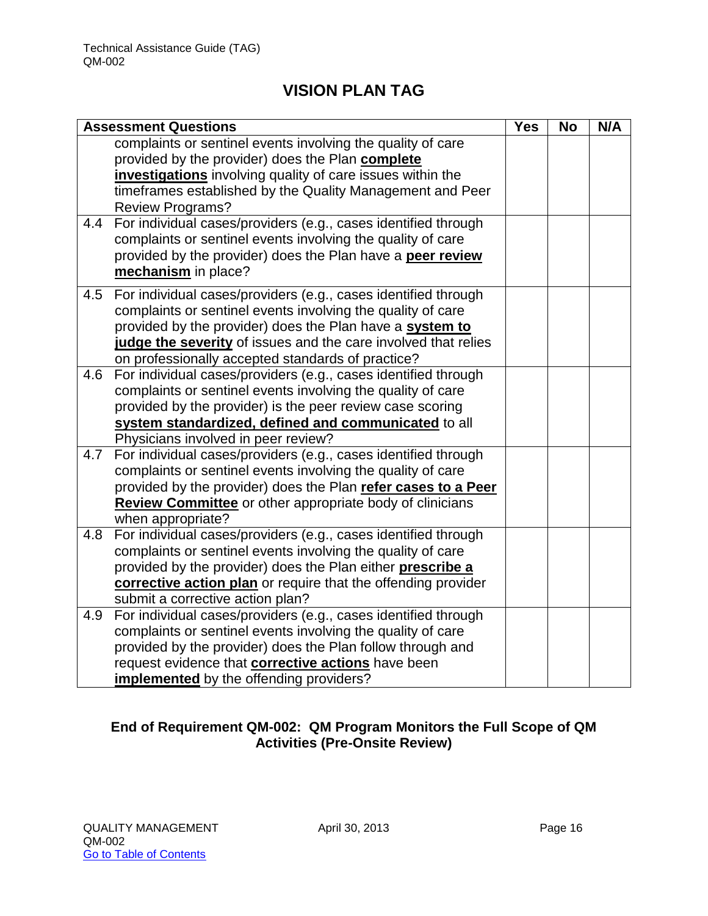# VISION PLAN TAG

| Assessment Questions | | Yes | No | N/A |
|---|---|---|---|---|
| | complaints or sentinel events involving the quality of care provided by the provider) does the Plan **complete investigations** involving quality of care issues within the timeframes established by the Quality Management and Peer Review Programs? | | | |
| 4.4 | For individual cases/providers (e.g., cases identified through complaints or sentinel events involving the quality of care provided by the provider) does the Plan have a **peer review mechanism** in place? | | | |
| 4.5 | For individual cases/providers (e.g., cases identified through complaints or sentinel events involving the quality of care provided by the provider) does the Plan have a **system to judge the severity** of issues and the care involved that relies on professionally accepted standards of practice? | | | |
| 4.6 | For individual cases/providers (e.g., cases identified through complaints or sentinel events involving the quality of care provided by the provider) is the peer review case scoring **system standardized, defined and communicated** to all Physicians involved in peer review? | | | |
| 4.7 | For individual cases/providers (e.g., cases identified through complaints or sentinel events involving the quality of care provided by the provider) does the Plan **refer cases to a Peer Review Committee** or other appropriate body of clinicians when appropriate? | | | |
| 4.8 | For individual cases/providers (e.g., cases identified through complaints or sentinel events involving the quality of care provided by the provider) does the Plan either **prescribe a corrective action plan** or require that the offending provider submit a corrective action plan? | | | |
| 4.9 | For individual cases/providers (e.g., cases identified through complaints or sentinel events involving the quality of care provided by the provider) does the Plan follow through and request evidence that **corrective actions** have been **implemented** by the offending providers? | | | |

**End of Requirement QM-002: QM Program Monitors the Full Scope of QM Activities (Pre-Onsite Review)**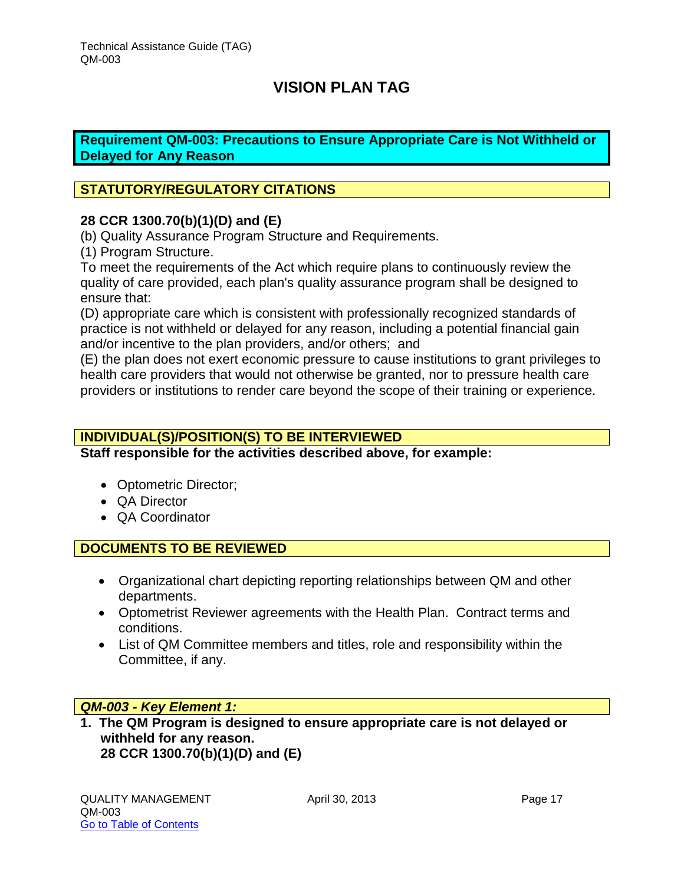## VISION PLAN TAG

### Requirement QM-003: Precautions to Ensure Appropriate Care is Not Withheld or Delayed for Any Reason

### STATUTORY/REGULATORY CITATIONS

**28 CCR 1300.70(b)(1)(D) and (E)**

(b) Quality Assurance Program Structure and Requirements.

(1) Program Structure.

To meet the requirements of the Act which require plans to continuously review the quality of care provided, each plan's quality assurance program shall be designed to ensure that:

(D) appropriate care which is consistent with professionally recognized standards of practice is not withheld or delayed for any reason, including a potential financial gain and/or incentive to the plan providers, and/or others; and

(E) the plan does not exert economic pressure to cause institutions to grant privileges to health care providers that would not otherwise be granted, nor to pressure health care providers or institutions to render care beyond the scope of their training or experience.

### INDIVIDUAL(S)/POSITION(S) TO BE INTERVIEWED

**Staff responsible for the activities described above, for example:**

- Optometric Director;
- QA Director
- QA Coordinator

### DOCUMENTS TO BE REVIEWED

- Organizational chart depicting reporting relationships between QM and other departments.
- Optometrist Reviewer agreements with the Health Plan. Contract terms and conditions.
- List of QM Committee members and titles, role and responsibility within the Committee, if any.

### *QM-003 - Key Element 1:*

**1. The QM Program is designed to ensure appropriate care is not delayed or withheld for any reason.**
**28 CCR 1300.70(b)(1)(D) and (E)**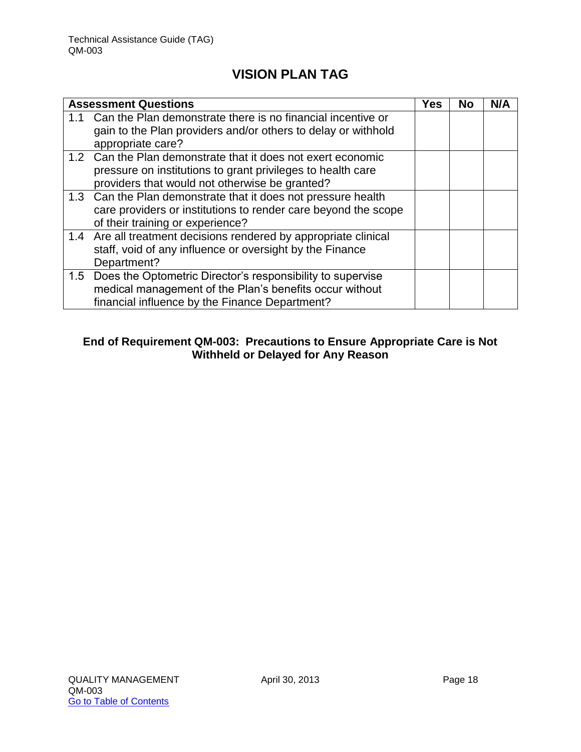# VISION PLAN TAG

| Assessment Questions | Yes | No | N/A |
|---|---|---|---|
| 1.1 Can the Plan demonstrate there is no financial incentive or gain to the Plan providers and/or others to delay or withhold appropriate care? | | | |
| 1.2 Can the Plan demonstrate that it does not exert economic pressure on institutions to grant privileges to health care providers that would not otherwise be granted? | | | |
| 1.3 Can the Plan demonstrate that it does not pressure health care providers or institutions to render care beyond the scope of their training or experience? | | | |
| 1.4 Are all treatment decisions rendered by appropriate clinical staff, void of any influence or oversight by the Finance Department? | | | |
| 1.5 Does the Optometric Director's responsibility to supervise medical management of the Plan's benefits occur without financial influence by the Finance Department? | | | |

**End of Requirement QM-003: Precautions to Ensure Appropriate Care is Not Withheld or Delayed for Any Reason**

Go to Table of Contents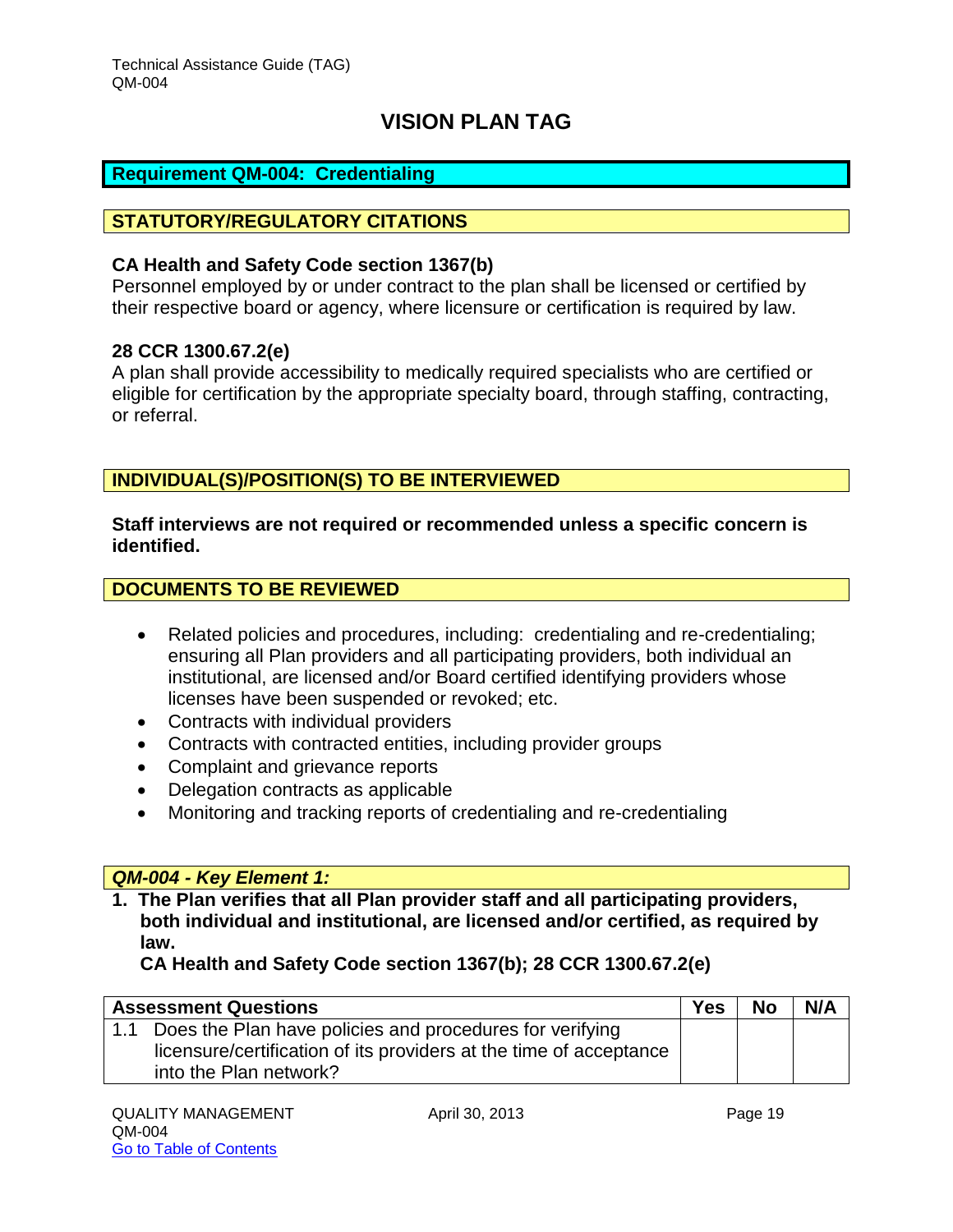# VISION PLAN TAG

## Requirement QM-004: Credentialing

### STATUTORY/REGULATORY CITATIONS

**CA Health and Safety Code section 1367(b)**
Personnel employed by or under contract to the plan shall be licensed or certified by their respective board or agency, where licensure or certification is required by law.

**28 CCR 1300.67.2(e)**
A plan shall provide accessibility to medically required specialists who are certified or eligible for certification by the appropriate specialty board, through staffing, contracting, or referral.

### INDIVIDUAL(S)/POSITION(S) TO BE INTERVIEWED

**Staff interviews are not required or recommended unless a specific concern is identified.**

### DOCUMENTS TO BE REVIEWED

- Related policies and procedures, including: credentialing and re-credentialing; ensuring all Plan providers and all participating providers, both individual an institutional, are licensed and/or Board certified identifying providers whose licenses have been suspended or revoked; etc.
- Contracts with individual providers
- Contracts with contracted entities, including provider groups
- Complaint and grievance reports
- Delegation contracts as applicable
- Monitoring and tracking reports of credentialing and re-credentialing

### *QM-004 - Key Element 1:*

**1. The Plan verifies that all Plan provider staff and all participating providers, both individual and institutional, are licensed and/or certified, as required by law.**
**CA Health and Safety Code section 1367(b); 28 CCR 1300.67.2(e)**

| Assessment Questions | Yes | No | N/A |
|---|---|---|---|
| 1.1 Does the Plan have policies and procedures for verifying licensure/certification of its providers at the time of acceptance into the Plan network? | | | |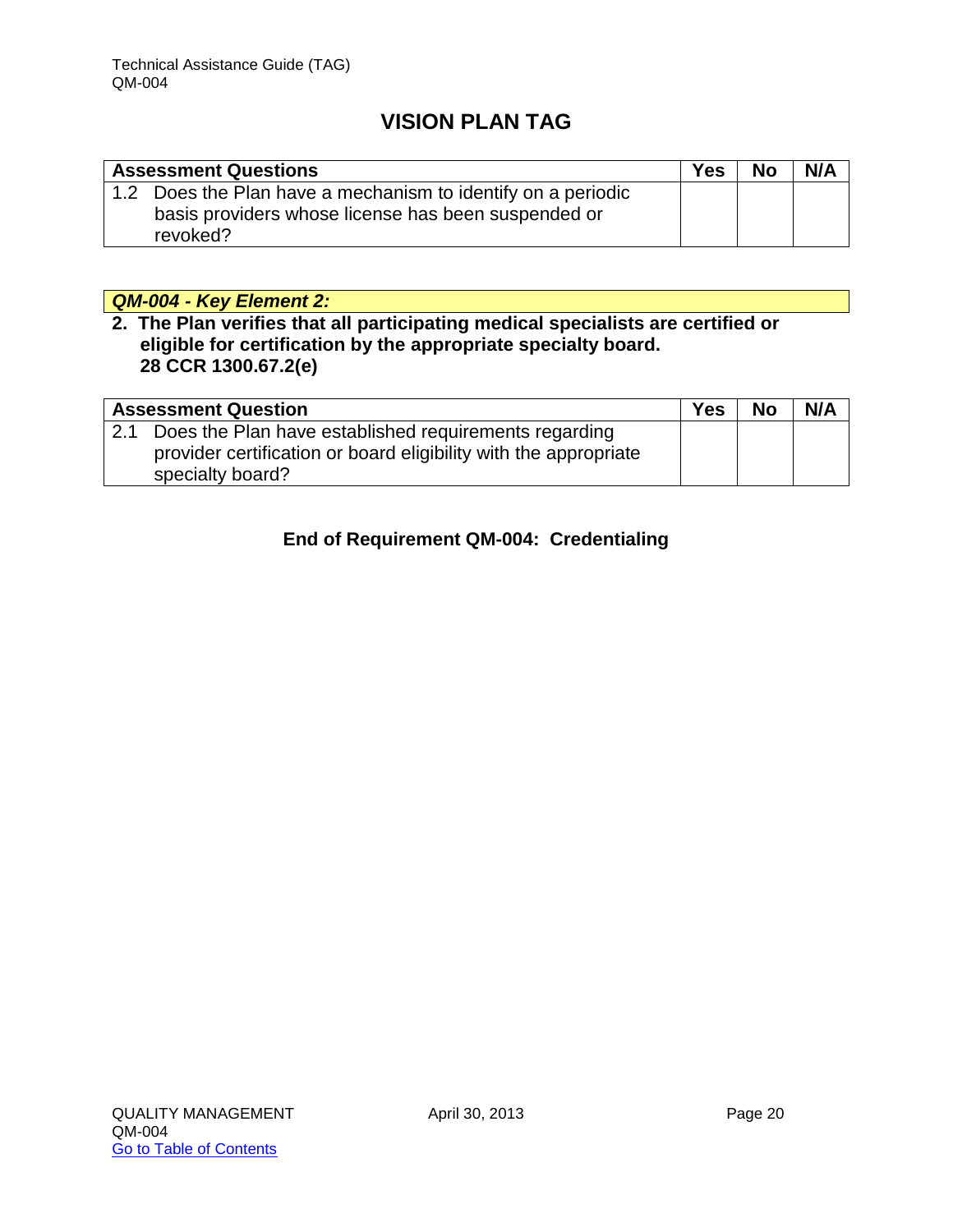# VISION PLAN TAG

| Assessment Questions | Yes | No | N/A |
|---|---|---|---|
| 1.2 Does the Plan have a mechanism to identify on a periodic basis providers whose license has been suspended or revoked? | | | |

***QM-004 - Key Element 2:***

**2. The Plan verifies that all participating medical specialists are certified or eligible for certification by the appropriate specialty board. 28 CCR 1300.67.2(e)**

| Assessment Question | Yes | No | N/A |
|---|---|---|---|
| 2.1 Does the Plan have established requirements regarding provider certification or board eligibility with the appropriate specialty board? | | | |

**End of Requirement QM-004: Credentialing**